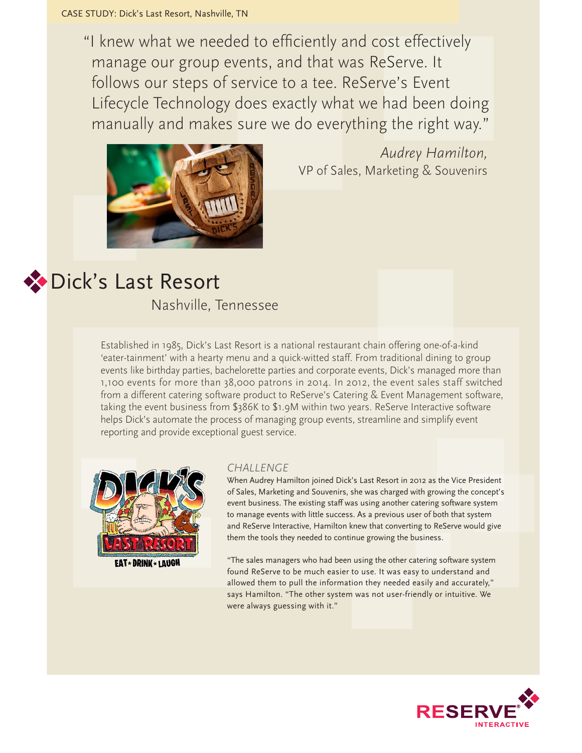CASE STUDY: Dick's Last Resort, Nashville, TN

"I knew what we needed to efficiently and cost effectively manage our group events, and that was ReServe. It follows our steps of service to a tee. ReServe's Event Lifecycle Technology does exactly what we had been doing manually and makes sure we do everything the right way."

*Audrey Hamilton,*
VP of Sales, Marketing & Souvenirs

# Dick's Last Resort

## Nashville, Tennessee

Established in 1985, Dick's Last Resort is a national restaurant chain offering one-of-a-kind 'eater-tainment' with a hearty menu and a quick-witted staff. From traditional dining to group events like birthday parties, bachelorette parties and corporate events, Dick's managed more than 1,100 events for more than 38,000 patrons in 2014. In 2012, the event sales staff switched from a different catering software product to ReServe's Catering & Event Management software, taking the event business from $386K to $1.9M within two years. ReServe Interactive software helps Dick's automate the process of managing group events, streamline and simplify event reporting and provide exceptional guest service.

### *CHALLENGE*

When Audrey Hamilton joined Dick's Last Resort in 2012 as the Vice President of Sales, Marketing and Souvenirs, she was charged with growing the concept's event business. The existing staff was using another catering software system to manage events with little success. As a previous user of both that system and ReServe Interactive, Hamilton knew that converting to ReServe would give them the tools they needed to continue growing the business.

"The sales managers who had been using the other catering software system found ReServe to be much easier to use. It was easy to understand and allowed them to pull the information they needed easily and accurately," says Hamilton. "The other system was not user-friendly or intuitive. We were always guessing with it."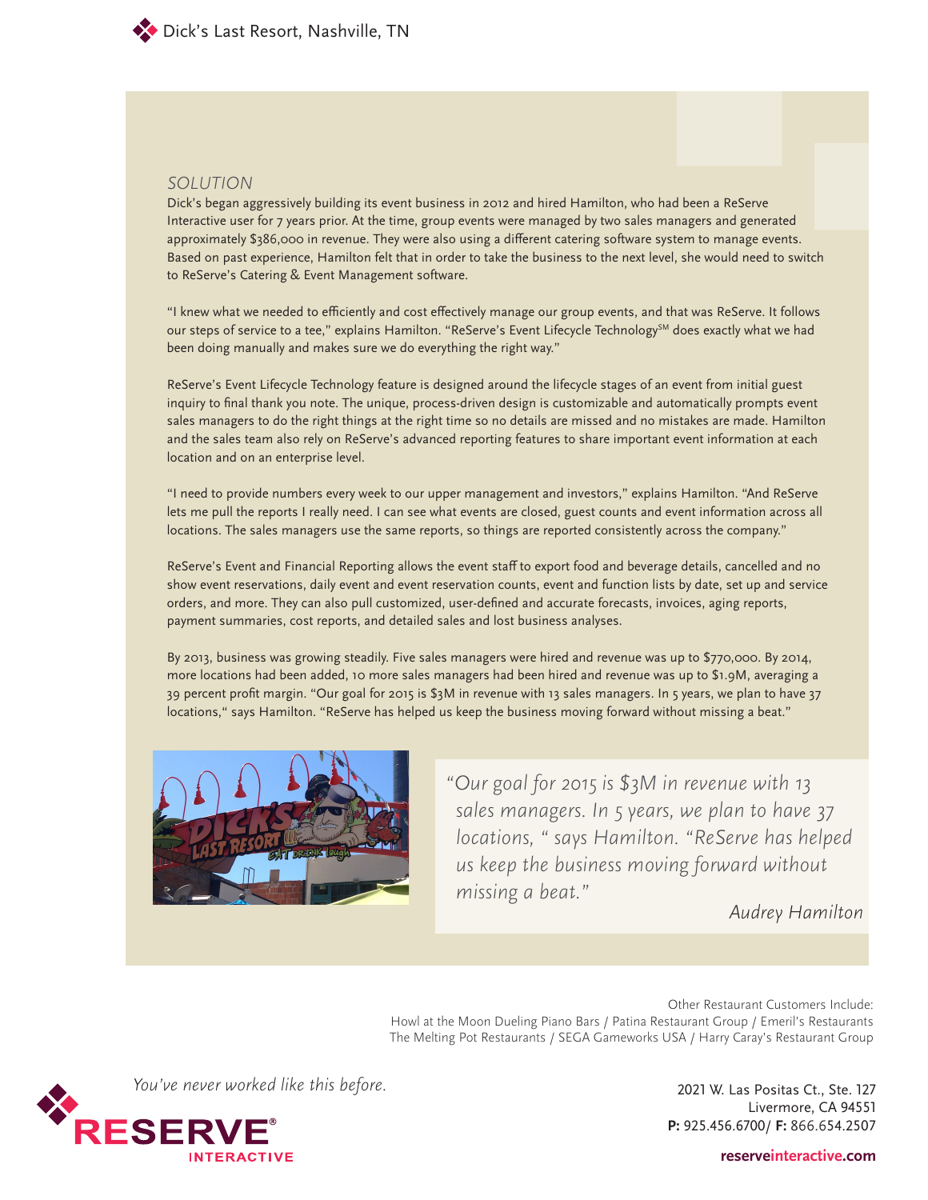Dick's Last Resort, Nashville, TN

## SOLUTION

Dick's began aggressively building its event business in 2012 and hired Hamilton, who had been a ReServe Interactive user for 7 years prior. At the time, group events were managed by two sales managers and generated approximately $386,000 in revenue. They were also using a different catering software system to manage events. Based on past experience, Hamilton felt that in order to take the business to the next level, she would need to switch to ReServe's Catering & Event Management software.

"I knew what we needed to efficiently and cost effectively manage our group events, and that was ReServe. It follows our steps of service to a tee," explains Hamilton. "ReServe's Event Lifecycle Technology[SM] does exactly what we had been doing manually and makes sure we do everything the right way."

ReServe's Event Lifecycle Technology feature is designed around the lifecycle stages of an event from initial guest inquiry to final thank you note. The unique, process-driven design is customizable and automatically prompts event sales managers to do the right things at the right time so no details are missed and no mistakes are made. Hamilton and the sales team also rely on ReServe's advanced reporting features to share important event information at each location and on an enterprise level.

"I need to provide numbers every week to our upper management and investors," explains Hamilton. "And ReServe lets me pull the reports I really need. I can see what events are closed, guest counts and event information across all locations. The sales managers use the same reports, so things are reported consistently across the company."

ReServe's Event and Financial Reporting allows the event staff to export food and beverage details, cancelled and no show event reservations, daily event and event reservation counts, event and function lists by date, set up and service orders, and more. They can also pull customized, user-defined and accurate forecasts, invoices, aging reports, payment summaries, cost reports, and detailed sales and lost business analyses.

By 2013, business was growing steadily. Five sales managers were hired and revenue was up to $770,000. By 2014, more locations had been added, 10 more sales managers had been hired and revenue was up to $1.9M, averaging a 39 percent profit margin. "Our goal for 2015 is $3M in revenue with 13 sales managers. In 5 years, we plan to have 37 locations," says Hamilton. "ReServe has helped us keep the business moving forward without missing a beat."

> *"Our goal for 2015 is $3M in revenue with 13 sales managers. In 5 years, we plan to have 37 locations, " says Hamilton. "ReServe has helped us keep the business moving forward without missing a beat."*
>
> *Audrey Hamilton*

Other Restaurant Customers Include:
Howl at the Moon Dueling Piano Bars / Patina Restaurant Group / Emeril's Restaurants
The Melting Pot Restaurants / SEGA Gameworks USA / Harry Caray's Restaurant Group

*You've never worked like this before.*

RESERVE® INTERACTIVE

2021 W. Las Positas Ct., Ste. 127
Livermore, CA 94551
**P:** 925.456.6700/ **F:** 866.654.2507

**reserveinteractive.com**